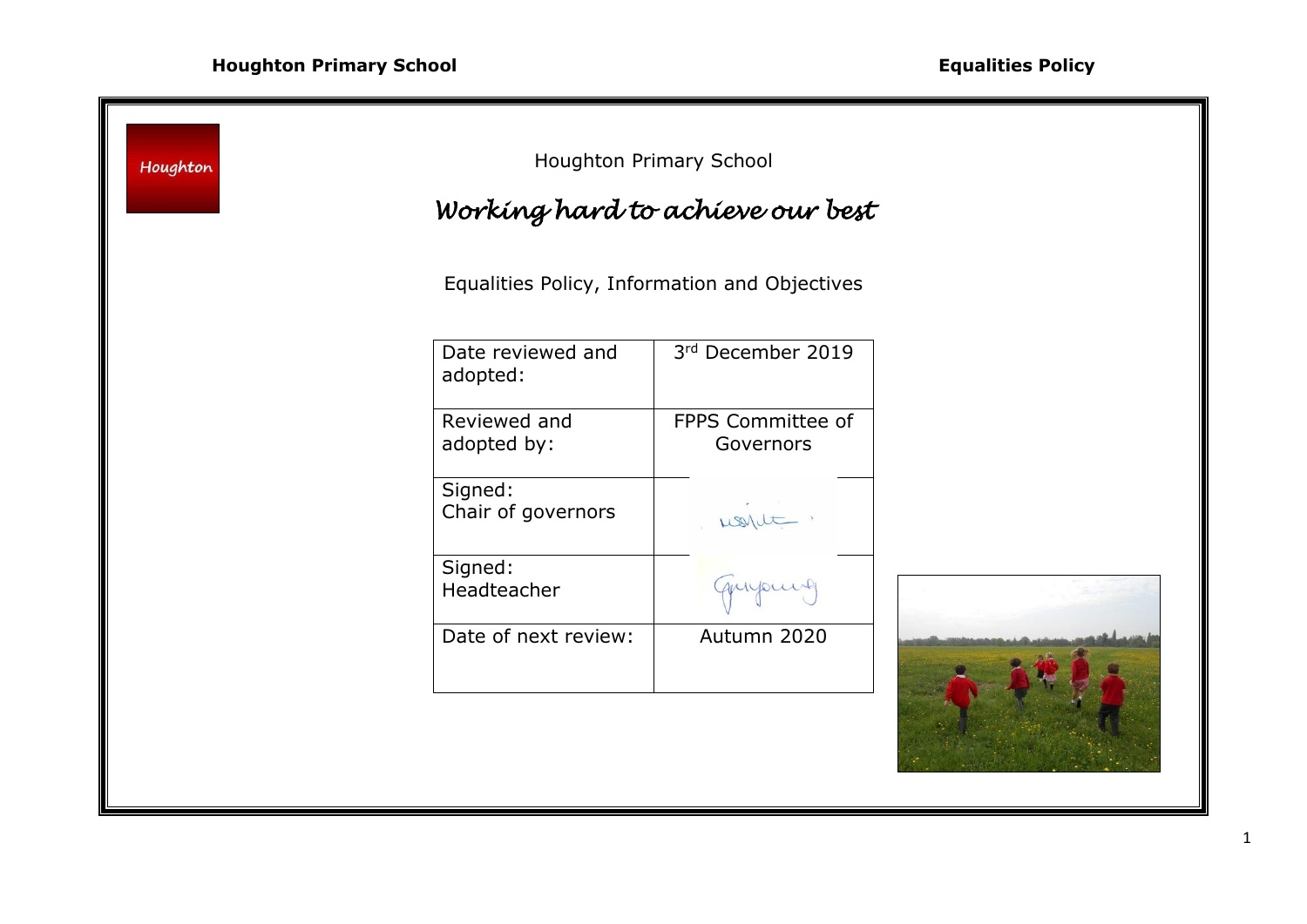Houghton Primary School

*Working hard to achieve our best*

Equalities Policy, Information and Objectives

| Date reviewed and adopted: | 3rd December 2019 |
|---|---|
| Reviewed and adopted by: | FPPS Committee of Governors |
| Signed: Chair of governors | |
| Signed: Headteacher | |
| Date of next review: | Autumn 2020 |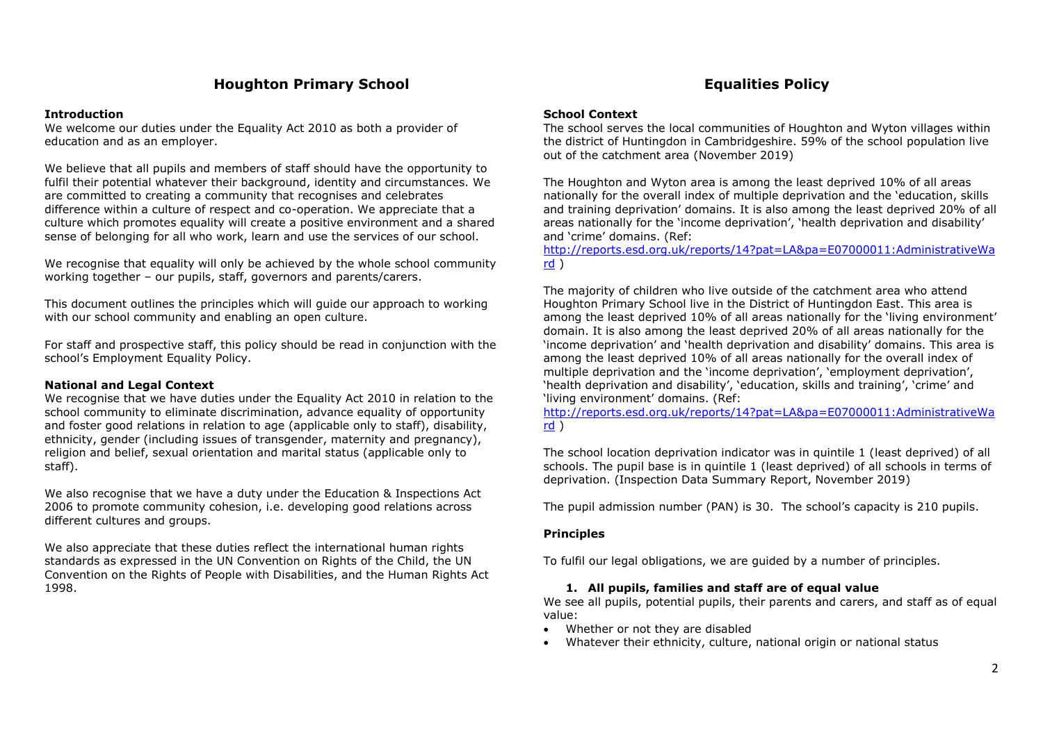# Houghton Primary School

# Equalities Policy

## Introduction

We welcome our duties under the Equality Act 2010 as both a provider of education and as an employer.

We believe that all pupils and members of staff should have the opportunity to fulfil their potential whatever their background, identity and circumstances. We are committed to creating a community that recognises and celebrates difference within a culture of respect and co-operation. We appreciate that a culture which promotes equality will create a positive environment and a shared sense of belonging for all who work, learn and use the services of our school.

We recognise that equality will only be achieved by the whole school community working together – our pupils, staff, governors and parents/carers.

This document outlines the principles which will guide our approach to working with our school community and enabling an open culture.

For staff and prospective staff, this policy should be read in conjunction with the school's Employment Equality Policy.

## National and Legal Context

We recognise that we have duties under the Equality Act 2010 in relation to the school community to eliminate discrimination, advance equality of opportunity and foster good relations in relation to age (applicable only to staff), disability, ethnicity, gender (including issues of transgender, maternity and pregnancy), religion and belief, sexual orientation and marital status (applicable only to staff).

We also recognise that we have a duty under the Education & Inspections Act 2006 to promote community cohesion, i.e. developing good relations across different cultures and groups.

We also appreciate that these duties reflect the international human rights standards as expressed in the UN Convention on Rights of the Child, the UN Convention on the Rights of People with Disabilities, and the Human Rights Act 1998.

## School Context

The school serves the local communities of Houghton and Wyton villages within the district of Huntingdon in Cambridgeshire. 59% of the school population live out of the catchment area (November 2019)

The Houghton and Wyton area is among the least deprived 10% of all areas nationally for the overall index of multiple deprivation and the 'education, skills and training deprivation' domains. It is also among the least deprived 20% of all areas nationally for the 'income deprivation', 'health deprivation and disability' and 'crime' domains. (Ref: [http://reports.esd.org.uk/reports/14?pat=LA&pa=E07000011:AdministrativeWard](http://reports.esd.org.uk/reports/14?pat=LA&pa=E07000011:AdministrativeWard) )

The majority of children who live outside of the catchment area who attend Houghton Primary School live in the District of Huntingdon East. This area is among the least deprived 10% of all areas nationally for the 'living environment' domain. It is also among the least deprived 20% of all areas nationally for the 'income deprivation' and 'health deprivation and disability' domains. This area is among the least deprived 10% of all areas nationally for the overall index of multiple deprivation and the 'income deprivation', 'employment deprivation', 'health deprivation and disability', 'education, skills and training', 'crime' and 'living environment' domains. (Ref: [http://reports.esd.org.uk/reports/14?pat=LA&pa=E07000011:AdministrativeWard](http://reports.esd.org.uk/reports/14?pat=LA&pa=E07000011:AdministrativeWard) )

The school location deprivation indicator was in quintile 1 (least deprived) of all schools. The pupil base is in quintile 1 (least deprived) of all schools in terms of deprivation. (Inspection Data Summary Report, November 2019)

The pupil admission number (PAN) is 30. The school's capacity is 210 pupils.

## Principles

To fulfil our legal obligations, we are guided by a number of principles.

### 1. All pupils, families and staff are of equal value

We see all pupils, potential pupils, their parents and carers, and staff as of equal value:

- Whether or not they are disabled
- Whatever their ethnicity, culture, national origin or national status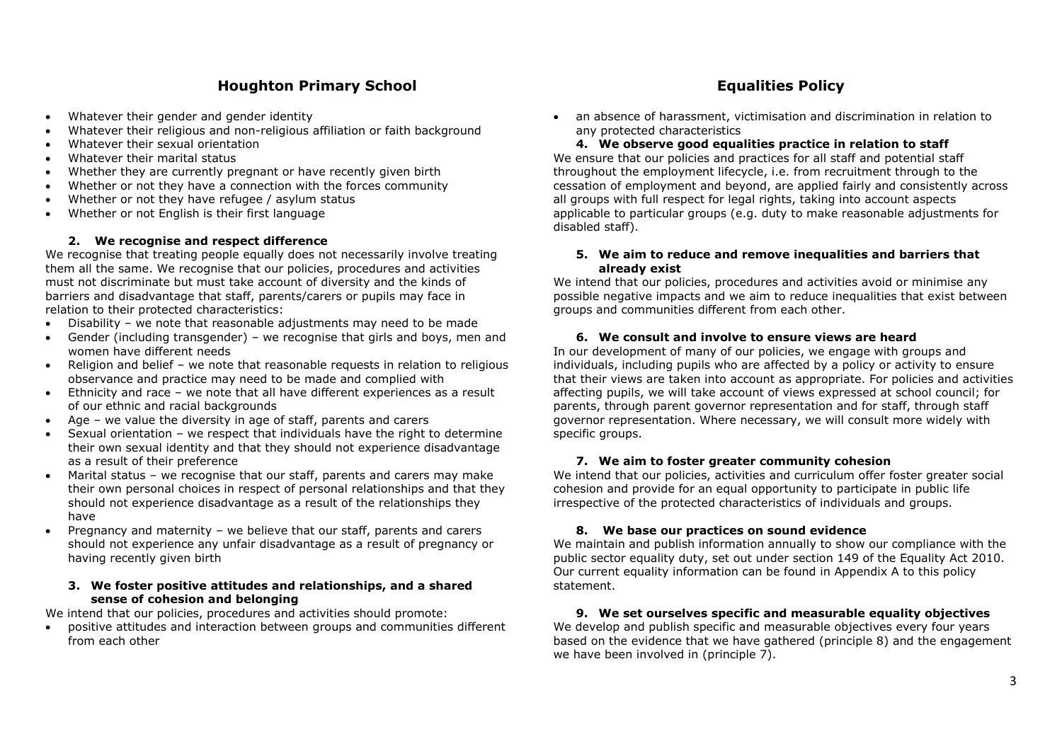- Whatever their gender and gender identity
- Whatever their religious and non-religious affiliation or faith background
- Whatever their sexual orientation
- Whatever their marital status
- Whether they are currently pregnant or have recently given birth
- Whether or not they have a connection with the forces community
- Whether or not they have refugee / asylum status
- Whether or not English is their first language

**2. We recognise and respect difference**

We recognise that treating people equally does not necessarily involve treating them all the same. We recognise that our policies, procedures and activities must not discriminate but must take account of diversity and the kinds of barriers and disadvantage that staff, parents/carers or pupils may face in relation to their protected characteristics:

- Disability – we note that reasonable adjustments may need to be made
- Gender (including transgender) – we recognise that girls and boys, men and women have different needs
- Religion and belief – we note that reasonable requests in relation to religious observance and practice may need to be made and complied with
- Ethnicity and race – we note that all have different experiences as a result of our ethnic and racial backgrounds
- Age – we value the diversity in age of staff, parents and carers
- Sexual orientation – we respect that individuals have the right to determine their own sexual identity and that they should not experience disadvantage as a result of their preference
- Marital status – we recognise that our staff, parents and carers may make their own personal choices in respect of personal relationships and that they should not experience disadvantage as a result of the relationships they have
- Pregnancy and maternity – we believe that our staff, parents and carers should not experience any unfair disadvantage as a result of pregnancy or having recently given birth

**3. We foster positive attitudes and relationships, and a shared sense of cohesion and belonging**

We intend that our policies, procedures and activities should promote:

- positive attitudes and interaction between groups and communities different from each other
- an absence of harassment, victimisation and discrimination in relation to any protected characteristics

**4. We observe good equalities practice in relation to staff**

We ensure that our policies and practices for all staff and potential staff throughout the employment lifecycle, i.e. from recruitment through to the cessation of employment and beyond, are applied fairly and consistently across all groups with full respect for legal rights, taking into account aspects applicable to particular groups (e.g. duty to make reasonable adjustments for disabled staff).

**5. We aim to reduce and remove inequalities and barriers that already exist**

We intend that our policies, procedures and activities avoid or minimise any possible negative impacts and we aim to reduce inequalities that exist between groups and communities different from each other.

**6. We consult and involve to ensure views are heard**

In our development of many of our policies, we engage with groups and individuals, including pupils who are affected by a policy or activity to ensure that their views are taken into account as appropriate. For policies and activities affecting pupils, we will take account of views expressed at school council; for parents, through parent governor representation and for staff, through staff governor representation. Where necessary, we will consult more widely with specific groups.

**7. We aim to foster greater community cohesion**

We intend that our policies, activities and curriculum offer foster greater social cohesion and provide for an equal opportunity to participate in public life irrespective of the protected characteristics of individuals and groups.

**8. We base our practices on sound evidence**

We maintain and publish information annually to show our compliance with the public sector equality duty, set out under section 149 of the Equality Act 2010. Our current equality information can be found in Appendix A to this policy statement.

**9. We set ourselves specific and measurable equality objectives**

We develop and publish specific and measurable objectives every four years based on the evidence that we have gathered (principle 8) and the engagement we have been involved in (principle 7).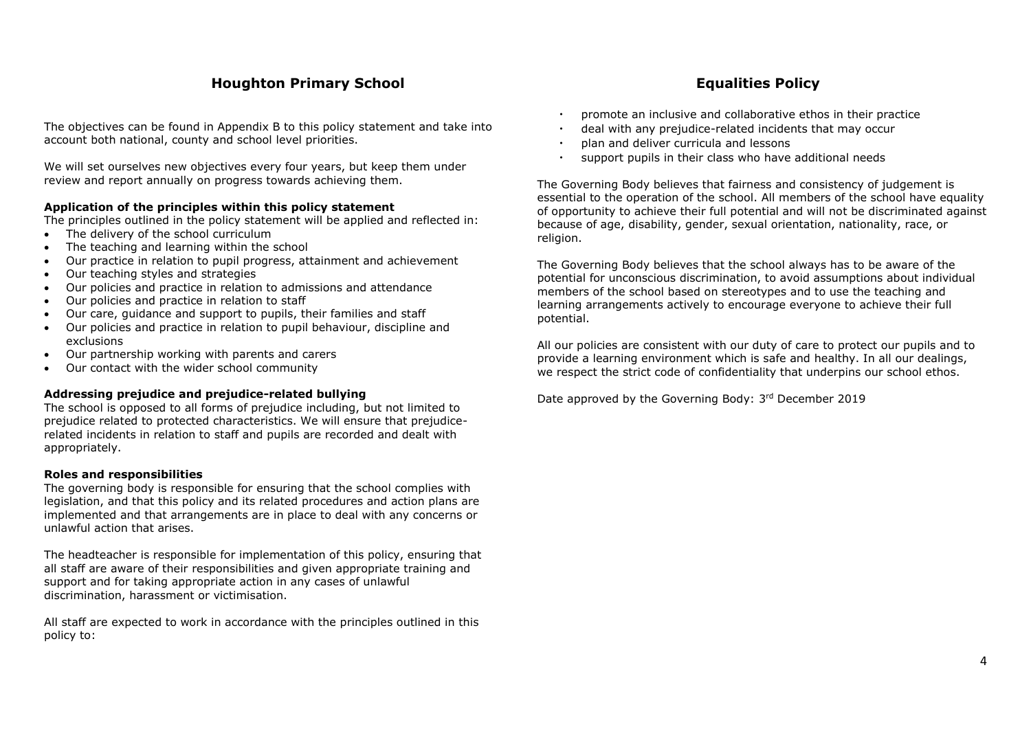The objectives can be found in Appendix B to this policy statement and take into account both national, county and school level priorities.

We will set ourselves new objectives every four years, but keep them under review and report annually on progress towards achieving them.

**Application of the principles within this policy statement**

The principles outlined in the policy statement will be applied and reflected in:

- The delivery of the school curriculum
- The teaching and learning within the school
- Our practice in relation to pupil progress, attainment and achievement
- Our teaching styles and strategies
- Our policies and practice in relation to admissions and attendance
- Our policies and practice in relation to staff
- Our care, guidance and support to pupils, their families and staff
- Our policies and practice in relation to pupil behaviour, discipline and exclusions
- Our partnership working with parents and carers
- Our contact with the wider school community

**Addressing prejudice and prejudice-related bullying**

The school is opposed to all forms of prejudice including, but not limited to prejudice related to protected characteristics. We will ensure that prejudice-related incidents in relation to staff and pupils are recorded and dealt with appropriately.

**Roles and responsibilities**

The governing body is responsible for ensuring that the school complies with legislation, and that this policy and its related procedures and action plans are implemented and that arrangements are in place to deal with any concerns or unlawful action that arises.

The headteacher is responsible for implementation of this policy, ensuring that all staff are aware of their responsibilities and given appropriate training and support and for taking appropriate action in any cases of unlawful discrimination, harassment or victimisation.

All staff are expected to work in accordance with the principles outlined in this policy to:

- promote an inclusive and collaborative ethos in their practice
- deal with any prejudice-related incidents that may occur
- plan and deliver curricula and lessons
- support pupils in their class who have additional needs

The Governing Body believes that fairness and consistency of judgement is essential to the operation of the school. All members of the school have equality of opportunity to achieve their full potential and will not be discriminated against because of age, disability, gender, sexual orientation, nationality, race, or religion.

The Governing Body believes that the school always has to be aware of the potential for unconscious discrimination, to avoid assumptions about individual members of the school based on stereotypes and to use the teaching and learning arrangements actively to encourage everyone to achieve their full potential.

All our policies are consistent with our duty of care to protect our pupils and to provide a learning environment which is safe and healthy. In all our dealings, we respect the strict code of confidentiality that underpins our school ethos.

Date approved by the Governing Body: 3rd December 2019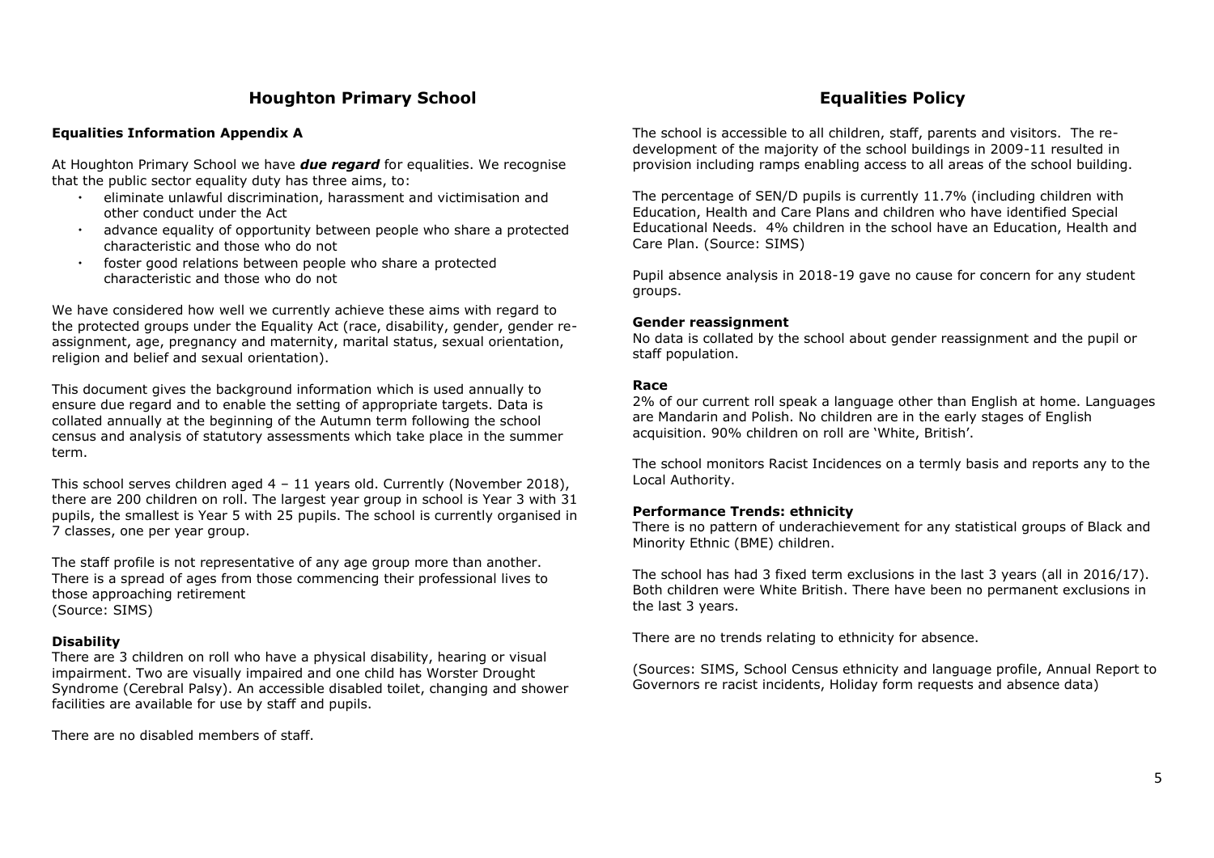# Houghton Primary School

## Equalities Information Appendix A

At Houghton Primary School we have ***due regard*** for equalities. We recognise that the public sector equality duty has three aims, to:

- eliminate unlawful discrimination, harassment and victimisation and other conduct under the Act
- advance equality of opportunity between people who share a protected characteristic and those who do not
- foster good relations between people who share a protected characteristic and those who do not

We have considered how well we currently achieve these aims with regard to the protected groups under the Equality Act (race, disability, gender, gender re-assignment, age, pregnancy and maternity, marital status, sexual orientation, religion and belief and sexual orientation).

This document gives the background information which is used annually to ensure due regard and to enable the setting of appropriate targets. Data is collated annually at the beginning of the Autumn term following the school census and analysis of statutory assessments which take place in the summer term.

This school serves children aged 4 – 11 years old. Currently (November 2018), there are 200 children on roll. The largest year group in school is Year 3 with 31 pupils, the smallest is Year 5 with 25 pupils. The school is currently organised in 7 classes, one per year group.

The staff profile is not representative of any age group more than another. There is a spread of ages from those commencing their professional lives to those approaching retirement
(Source: SIMS)

### Disability

There are 3 children on roll who have a physical disability, hearing or visual impairment. Two are visually impaired and one child has Worster Drought Syndrome (Cerebral Palsy). An accessible disabled toilet, changing and shower facilities are available for use by staff and pupils.

There are no disabled members of staff.

# Equalities Policy

The school is accessible to all children, staff, parents and visitors. The re-development of the majority of the school buildings in 2009-11 resulted in provision including ramps enabling access to all areas of the school building.

The percentage of SEN/D pupils is currently 11.7% (including children with Education, Health and Care Plans and children who have identified Special Educational Needs. 4% children in the school have an Education, Health and Care Plan. (Source: SIMS)

Pupil absence analysis in 2018-19 gave no cause for concern for any student groups.

### Gender reassignment

No data is collated by the school about gender reassignment and the pupil or staff population.

### Race

2% of our current roll speak a language other than English at home. Languages are Mandarin and Polish. No children are in the early stages of English acquisition. 90% children on roll are 'White, British'.

The school monitors Racist Incidences on a termly basis and reports any to the Local Authority.

### Performance Trends: ethnicity

There is no pattern of underachievement for any statistical groups of Black and Minority Ethnic (BME) children.

The school has had 3 fixed term exclusions in the last 3 years (all in 2016/17). Both children were White British. There have been no permanent exclusions in the last 3 years.

There are no trends relating to ethnicity for absence.

(Sources: SIMS, School Census ethnicity and language profile, Annual Report to Governors re racist incidents, Holiday form requests and absence data)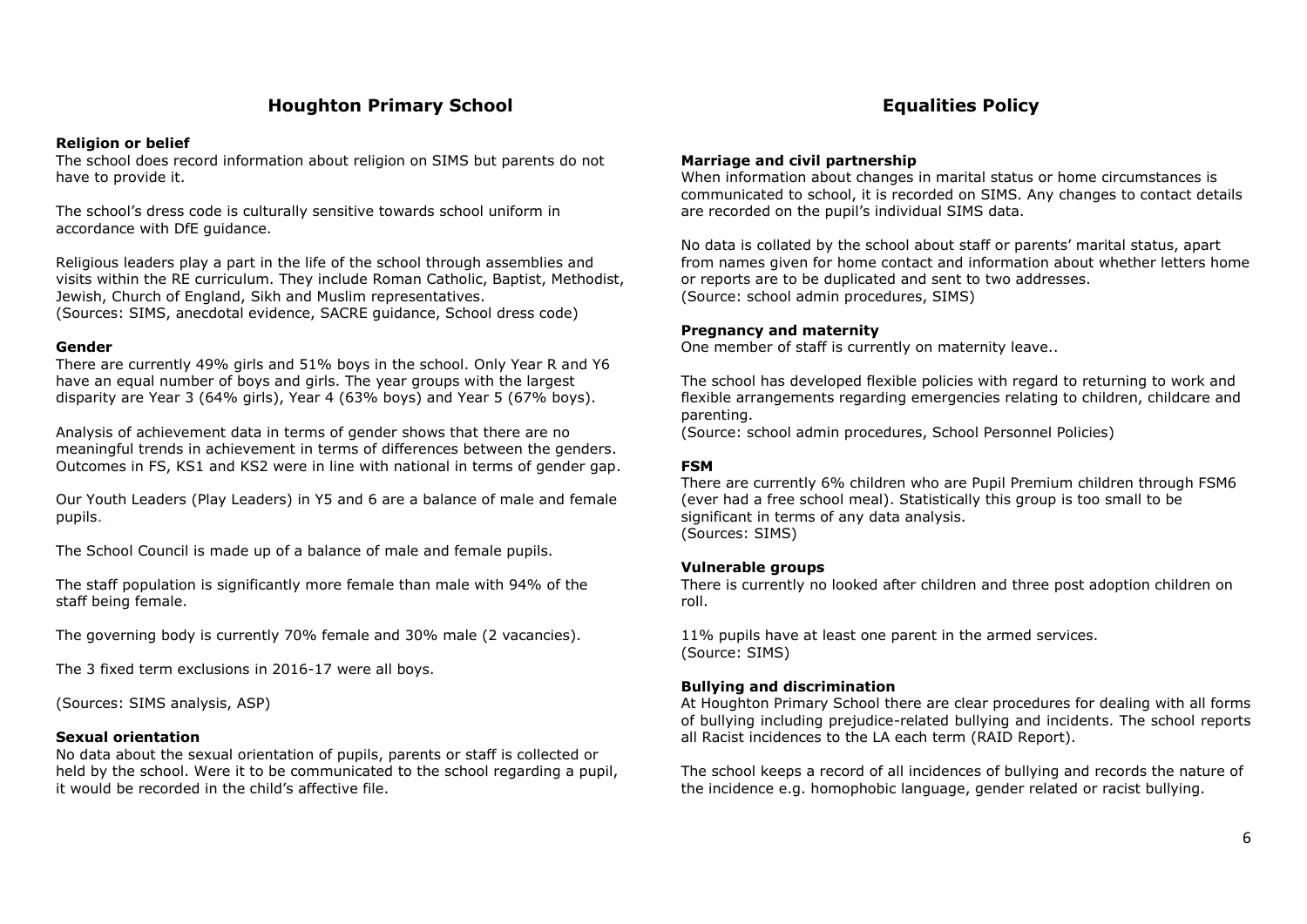**Religion or belief**

The school does record information about religion on SIMS but parents do not have to provide it.

The school's dress code is culturally sensitive towards school uniform in accordance with DfE guidance.

Religious leaders play a part in the life of the school through assemblies and visits within the RE curriculum. They include Roman Catholic, Baptist, Methodist, Jewish, Church of England, Sikh and Muslim representatives.
(Sources: SIMS, anecdotal evidence, SACRE guidance, School dress code)

**Gender**

There are currently 49% girls and 51% boys in the school. Only Year R and Y6 have an equal number of boys and girls. The year groups with the largest disparity are Year 3 (64% girls), Year 4 (63% boys) and Year 5 (67% boys).

Analysis of achievement data in terms of gender shows that there are no meaningful trends in achievement in terms of differences between the genders. Outcomes in FS, KS1 and KS2 were in line with national in terms of gender gap.

Our Youth Leaders (Play Leaders) in Y5 and 6 are a balance of male and female pupils.

The School Council is made up of a balance of male and female pupils.

The staff population is significantly more female than male with 94% of the staff being female.

The governing body is currently 70% female and 30% male (2 vacancies).

The 3 fixed term exclusions in 2016-17 were all boys.

(Sources: SIMS analysis, ASP)

**Sexual orientation**

No data about the sexual orientation of pupils, parents or staff is collected or held by the school. Were it to be communicated to the school regarding a pupil, it would be recorded in the child's affective file.

**Marriage and civil partnership**

When information about changes in marital status or home circumstances is communicated to school, it is recorded on SIMS. Any changes to contact details are recorded on the pupil's individual SIMS data.

No data is collated by the school about staff or parents' marital status, apart from names given for home contact and information about whether letters home or reports are to be duplicated and sent to two addresses.
(Source: school admin procedures, SIMS)

**Pregnancy and maternity**

One member of staff is currently on maternity leave..

The school has developed flexible policies with regard to returning to work and flexible arrangements regarding emergencies relating to children, childcare and parenting.
(Source: school admin procedures, School Personnel Policies)

**FSM**

There are currently 6% children who are Pupil Premium children through FSM6 (ever had a free school meal). Statistically this group is too small to be significant in terms of any data analysis.
(Sources: SIMS)

**Vulnerable groups**

There is currently no looked after children and three post adoption children on roll.

11% pupils have at least one parent in the armed services.
(Source: SIMS)

**Bullying and discrimination**

At Houghton Primary School there are clear procedures for dealing with all forms of bullying including prejudice-related bullying and incidents. The school reports all Racist incidences to the LA each term (RAID Report).

The school keeps a record of all incidences of bullying and records the nature of the incidence e.g. homophobic language, gender related or racist bullying.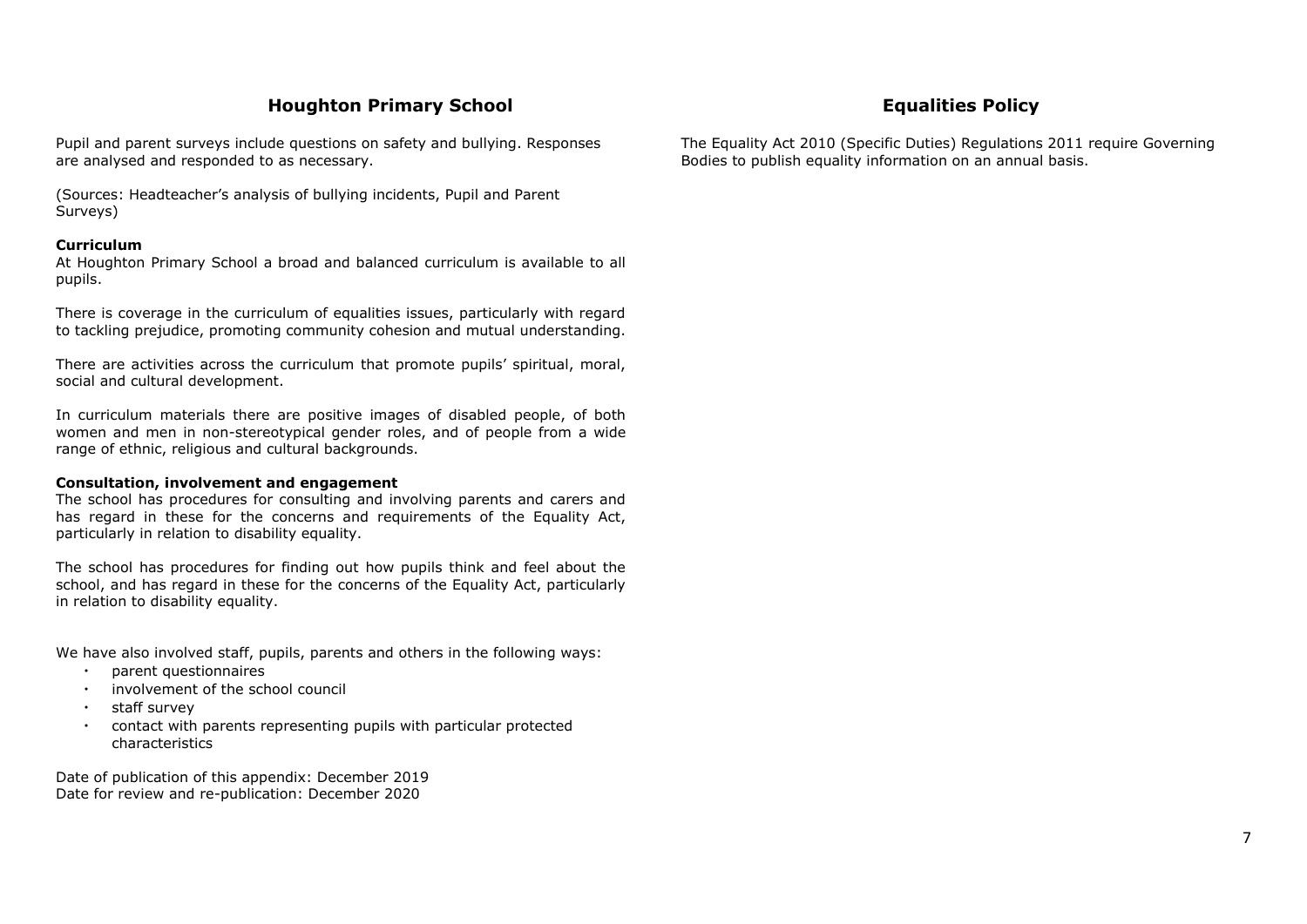Pupil and parent surveys include questions on safety and bullying. Responses are analysed and responded to as necessary.

(Sources: Headteacher's analysis of bullying incidents, Pupil and Parent Surveys)

**Curriculum**

At Houghton Primary School a broad and balanced curriculum is available to all pupils.

There is coverage in the curriculum of equalities issues, particularly with regard to tackling prejudice, promoting community cohesion and mutual understanding.

There are activities across the curriculum that promote pupils' spiritual, moral, social and cultural development.

In curriculum materials there are positive images of disabled people, of both women and men in non-stereotypical gender roles, and of people from a wide range of ethnic, religious and cultural backgrounds.

**Consultation, involvement and engagement**

The school has procedures for consulting and involving parents and carers and has regard in these for the concerns and requirements of the Equality Act, particularly in relation to disability equality.

The school has procedures for finding out how pupils think and feel about the school, and has regard in these for the concerns of the Equality Act, particularly in relation to disability equality.

We have also involved staff, pupils, parents and others in the following ways:

- parent questionnaires
- involvement of the school council
- staff survey
- contact with parents representing pupils with particular protected characteristics

Date of publication of this appendix: December 2019
Date for review and re-publication: December 2020

The Equality Act 2010 (Specific Duties) Regulations 2011 require Governing Bodies to publish equality information on an annual basis.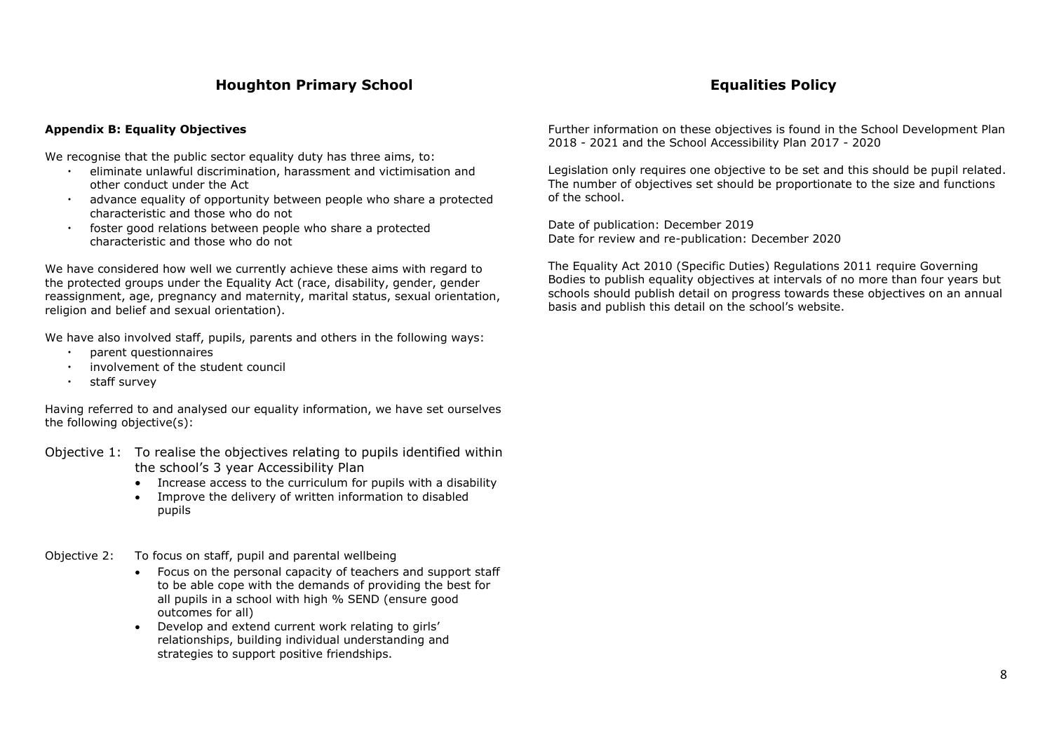**Appendix B: Equality Objectives**

We recognise that the public sector equality duty has three aims, to:

- eliminate unlawful discrimination, harassment and victimisation and other conduct under the Act
- advance equality of opportunity between people who share a protected characteristic and those who do not
- foster good relations between people who share a protected characteristic and those who do not

We have considered how well we currently achieve these aims with regard to the protected groups under the Equality Act (race, disability, gender, gender reassignment, age, pregnancy and maternity, marital status, sexual orientation, religion and belief and sexual orientation).

We have also involved staff, pupils, parents and others in the following ways:

- parent questionnaires
- involvement of the student council
- staff survey

Having referred to and analysed our equality information, we have set ourselves the following objective(s):

Objective 1: To realise the objectives relating to pupils identified within the school's 3 year Accessibility Plan

- Increase access to the curriculum for pupils with a disability
- Improve the delivery of written information to disabled pupils

Objective 2: To focus on staff, pupil and parental wellbeing

- Focus on the personal capacity of teachers and support staff to be able cope with the demands of providing the best for all pupils in a school with high % SEND (ensure good outcomes for all)
- Develop and extend current work relating to girls' relationships, building individual understanding and strategies to support positive friendships.

Further information on these objectives is found in the School Development Plan 2018 - 2021 and the School Accessibility Plan 2017 - 2020

Legislation only requires one objective to be set and this should be pupil related. The number of objectives set should be proportionate to the size and functions of the school.

Date of publication: December 2019
Date for review and re-publication: December 2020

The Equality Act 2010 (Specific Duties) Regulations 2011 require Governing Bodies to publish equality objectives at intervals of no more than four years but schools should publish detail on progress towards these objectives on an annual basis and publish this detail on the school's website.